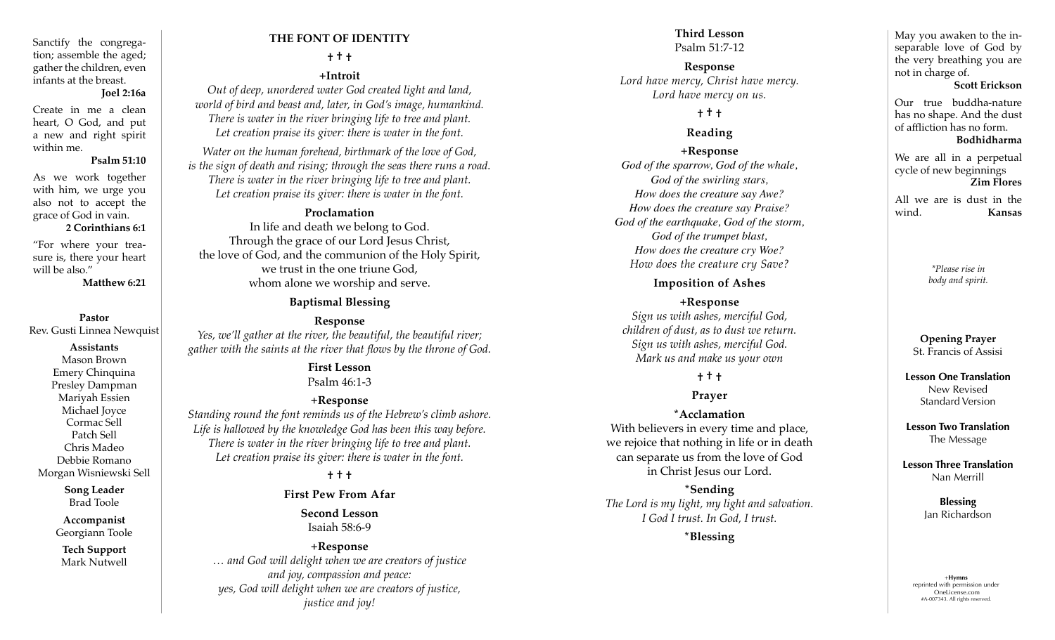Sanctify the congregation; assemble the aged; gather the children, even infants at the breast.

**Joel 2:16a**

Create in me a clean heart, O God, and put a new and right spirit within me.

**Psalm 51:10**

As we work together with him, we urge you also not to accept the grace of God in vain.

**2 Corinthians 6:1**

"For where your treasure is, there your heart will be also."

**Matthew 6:21**

**Pastor**
Rev. Gusti Linnea Newquist

**Assistants**
Mason Brown
Emery Chinquina
Presley Dampman
Mariyah Essien
Michael Joyce
Cormac Sell
Patch Sell
Chris Madeo
Debbie Romano
Morgan Wisniewski Sell

**Song Leader**
Brad Toole

**Accompanist**
Georgiann Toole

**Tech Support**
Mark Nutwell

# THE FONT OF IDENTITY

† † †

### +Introit

*Out of deep, unordered water God created light and land,*
*world of bird and beast and, later, in God's image, humankind.*
*There is water in the river bringing life to tree and plant.*
*Let creation praise its giver: there is water in the font.*

*Water on the human forehead, birthmark of the love of God,*
*is the sign of death and rising; through the seas there runs a road.*
*There is water in the river bringing life to tree and plant.*
*Let creation praise its giver: there is water in the font.*

### Proclamation

In life and death we belong to God.
Through the grace of our Lord Jesus Christ,
the love of God, and the communion of the Holy Spirit,
we trust in the one triune God,
whom alone we worship and serve.

### Baptismal Blessing

### Response

*Yes, we'll gather at the river, the beautiful, the beautiful river;*
*gather with the saints at the river that flows by the throne of God.*

### First Lesson

Psalm 46:1-3

### +Response

*Standing round the font reminds us of the Hebrew's climb ashore.*
*Life is hallowed by the knowledge God has been this way before.*
*There is water in the river bringing life to tree and plant.*
*Let creation praise its giver: there is water in the font.*

† † †

### First Pew From Afar

### Second Lesson

Isaiah 58:6-9

### +Response

*… and God will delight when we are creators of justice*
*and joy, compassion and peace:*
*yes, God will delight when we are creators of justice,*
*justice and joy!*

### Third Lesson

Psalm 51:7-12

### Response

*Lord have mercy, Christ have mercy.*
*Lord have mercy on us.*

† † †

### Reading

### +Response

*God of the sparrow, God of the whale,*
*God of the swirling stars,*
*How does the creature say Awe?*
*How does the creature say Praise?*
*God of the earthquake, God of the storm,*
*God of the trumpet blast,*
*How does the creature cry Woe?*
*How does the creature cry Save?*

### Imposition of Ashes

### +Response

*Sign us with ashes, merciful God,*
*children of dust, as to dust we return.*
*Sign us with ashes, merciful God.*
*Mark us and make us your own*

† † †

### Prayer

### *Acclamation

With believers in every time and place,
we rejoice that nothing in life or in death
can separate us from the love of God
in Christ Jesus our Lord.

### *Sending

*The Lord is my light, my light and salvation.*
*I God I trust. In God, I trust.*

### *Blessing

May you awaken to the inseparable love of God by the very breathing you are not in charge of.

**Scott Erickson**

Our true buddha-nature has no shape. And the dust of affliction has no form.

**Bodhidharma**

We are all in a perpetual cycle of new beginnings

**Zim Flores**

All we are is dust in the wind.

**Kansas**

*\*Please rise in body and spirit.*

**Opening Prayer**
St. Francis of Assisi

**Lesson One Translation**
New Revised Standard Version

**Lesson Two Translation**
The Message

**Lesson Three Translation**
Nan Merrill

**Blessing**
Jan Richardson

+**Hymns**
reprinted with permission under OneLicense.com #A-007343. All rights reserved.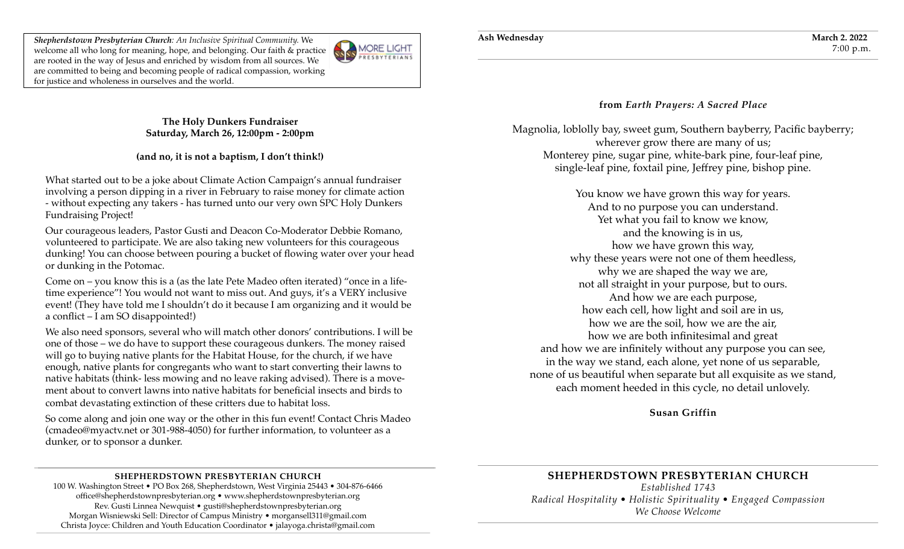*Shepherdstown Presbyterian Church: An Inclusive Spiritual Community.* We welcome all who long for meaning, hope, and belonging. Our faith & practice are rooted in the way of Jesus and enriched by wisdom from all sources. We are committed to being and becoming people of radical compassion, working for justice and wholeness in ourselves and the world.

MORE LIGHT PRESBYTERIANS

**The Holy Dunkers Fundraiser**
**Saturday, March 26, 12:00pm - 2:00pm**

**(and no, it is not a baptism, I don't think!)**

What started out to be a joke about Climate Action Campaign's annual fundraiser involving a person dipping in a river in February to raise money for climate action - without expecting any takers - has turned unto our very own SPC Holy Dunkers Fundraising Project!

Our courageous leaders, Pastor Gusti and Deacon Co-Moderator Debbie Romano, volunteered to participate. We are also taking new volunteers for this courageous dunking! You can choose between pouring a bucket of flowing water over your head or dunking in the Potomac.

Come on – you know this is a (as the late Pete Madeo often iterated) "once in a life-time experience"! You would not want to miss out. And guys, it's a VERY inclusive event! (They have told me I shouldn't do it because I am organizing and it would be a conflict – I am SO disappointed!)

We also need sponsors, several who will match other donors' contributions. I will be one of those – we do have to support these courageous dunkers. The money raised will go to buying native plants for the Habitat House, for the church, if we have enough, native plants for congregants who want to start converting their lawns to native habitats (think- less mowing and no leave raking advised). There is a move-ment about to convert lawns into native habitats for beneficial insects and birds to combat devastating extinction of these critters due to habitat loss.

So come along and join one way or the other in this fun event! Contact Chris Madeo (cmadeo@myactv.net or 301-988-4050) for further information, to volunteer as a dunker, or to sponsor a dunker.

**SHEPHERDSTOWN PRESBYTERIAN CHURCH**
100 W. Washington Street • PO Box 268, Shepherdstown, West Virginia 25443 • 304-876-6466
office@shepherdstownpresbyterian.org • www.shepherdstownpresbyterian.org
Rev. Gusti Linnea Newquist • gusti@shepherdstownpresbyterian.org
Morgan Wisniewski Sell: Director of Campus Ministry • morgansell311@gmail.com
Christa Joyce: Children and Youth Education Coordinator • jalayoga.christa@gmail.com

**Ash Wednesday** **March 2. 2022**
7:00 p.m.

**from *Earth Prayers: A Sacred Place***

Magnolia, loblolly bay, sweet gum, Southern bayberry, Pacific bayberry;
wherever grow there are many of us;
Monterey pine, sugar pine, white-bark pine, four-leaf pine,
single-leaf pine, foxtail pine, Jeffrey pine, bishop pine.

You know we have grown this way for years.
And to no purpose you can understand.
Yet what you fail to know we know,
and the knowing is in us,
how we have grown this way,
why these years were not one of them heedless,
why we are shaped the way we are,
not all straight in your purpose, but to ours.
And how we are each purpose,
how each cell, how light and soil are in us,
how we are the soil, how we are the air,
how we are both infinitesimal and great
and how we are infinitely without any purpose you can see,
in the way we stand, each alone, yet none of us separable,
none of us beautiful when separate but all exquisite as we stand,
each moment heeded in this cycle, no detail unlovely.

**Susan Griffin**

**SHEPHERDSTOWN PRESBYTERIAN CHURCH**
*Established 1743*
*Radical Hospitality • Holistic Spirituality • Engaged Compassion*
*We Choose Welcome*